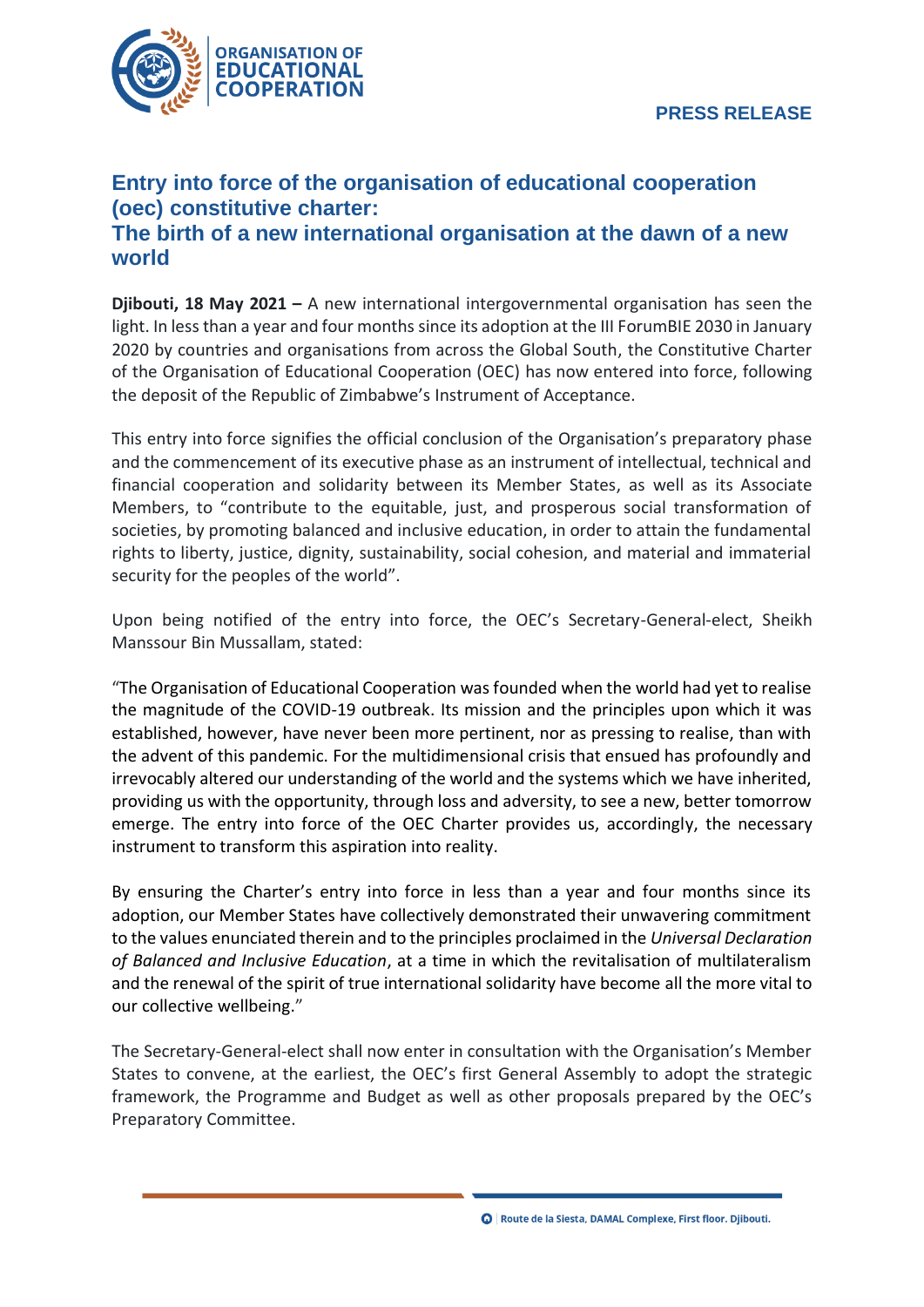ORGANISATION OF EDUCATIONAL COOPERATION

**PRESS RELEASE**

## Entry into force of the organisation of educational cooperation (oec) constitutive charter:
## The birth of a new international organisation at the dawn of a new world

**Djibouti, 18 May 2021 –** A new international intergovernmental organisation has seen the light. In less than a year and four months since its adoption at the III ForumBIE 2030 in January 2020 by countries and organisations from across the Global South, the Constitutive Charter of the Organisation of Educational Cooperation (OEC) has now entered into force, following the deposit of the Republic of Zimbabwe's Instrument of Acceptance.

This entry into force signifies the official conclusion of the Organisation's preparatory phase and the commencement of its executive phase as an instrument of intellectual, technical and financial cooperation and solidarity between its Member States, as well as its Associate Members, to "contribute to the equitable, just, and prosperous social transformation of societies, by promoting balanced and inclusive education, in order to attain the fundamental rights to liberty, justice, dignity, sustainability, social cohesion, and material and immaterial security for the peoples of the world".

Upon being notified of the entry into force, the OEC's Secretary-General-elect, Sheikh Manssour Bin Mussallam, stated:

"The Organisation of Educational Cooperation was founded when the world had yet to realise the magnitude of the COVID-19 outbreak. Its mission and the principles upon which it was established, however, have never been more pertinent, nor as pressing to realise, than with the advent of this pandemic. For the multidimensional crisis that ensued has profoundly and irrevocably altered our understanding of the world and the systems which we have inherited, providing us with the opportunity, through loss and adversity, to see a new, better tomorrow emerge. The entry into force of the OEC Charter provides us, accordingly, the necessary instrument to transform this aspiration into reality.

By ensuring the Charter's entry into force in less than a year and four months since its adoption, our Member States have collectively demonstrated their unwavering commitment to the values enunciated therein and to the principles proclaimed in the *Universal Declaration of Balanced and Inclusive Education*, at a time in which the revitalisation of multilateralism and the renewal of the spirit of true international solidarity have become all the more vital to our collective wellbeing."

The Secretary-General-elect shall now enter in consultation with the Organisation's Member States to convene, at the earliest, the OEC's first General Assembly to adopt the strategic framework, the Programme and Budget as well as other proposals prepared by the OEC's Preparatory Committee.

Route de la Siesta, DAMAL Complexe, First floor. Djibouti.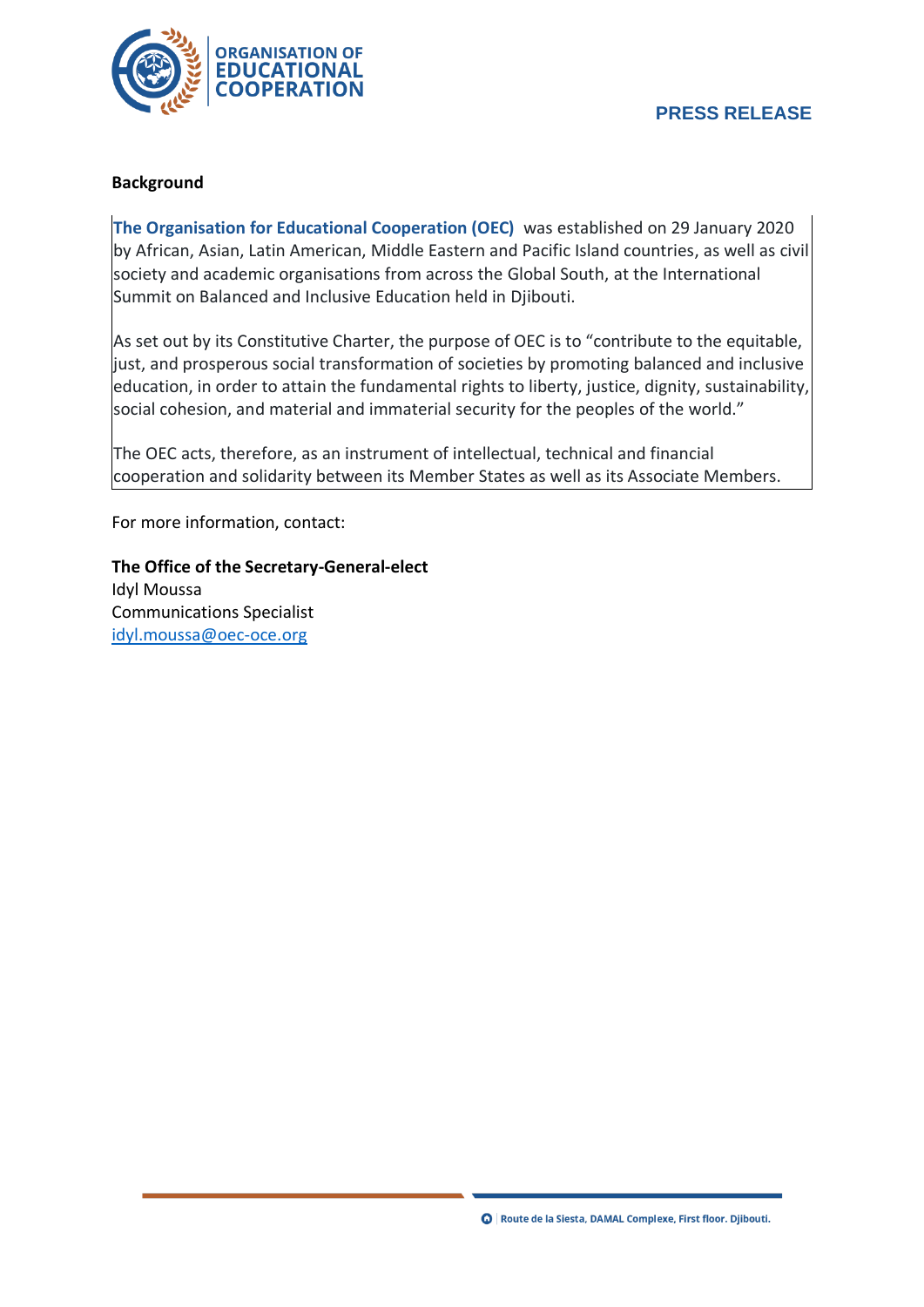### Background

**The Organisation for Educational Cooperation (OEC)** was established on 29 January 2020 by African, Asian, Latin American, Middle Eastern and Pacific Island countries, as well as civil society and academic organisations from across the Global South, at the International Summit on Balanced and Inclusive Education held in Djibouti.

As set out by its Constitutive Charter, the purpose of OEC is to "contribute to the equitable, just, and prosperous social transformation of societies by promoting balanced and inclusive education, in order to attain the fundamental rights to liberty, justice, dignity, sustainability, social cohesion, and material and immaterial security for the peoples of the world."

The OEC acts, therefore, as an instrument of intellectual, technical and financial cooperation and solidarity between its Member States as well as its Associate Members.

For more information, contact:

**The Office of the Secretary-General-elect**
Idyl Moussa
Communications Specialist
idyl.moussa@oec-oce.org